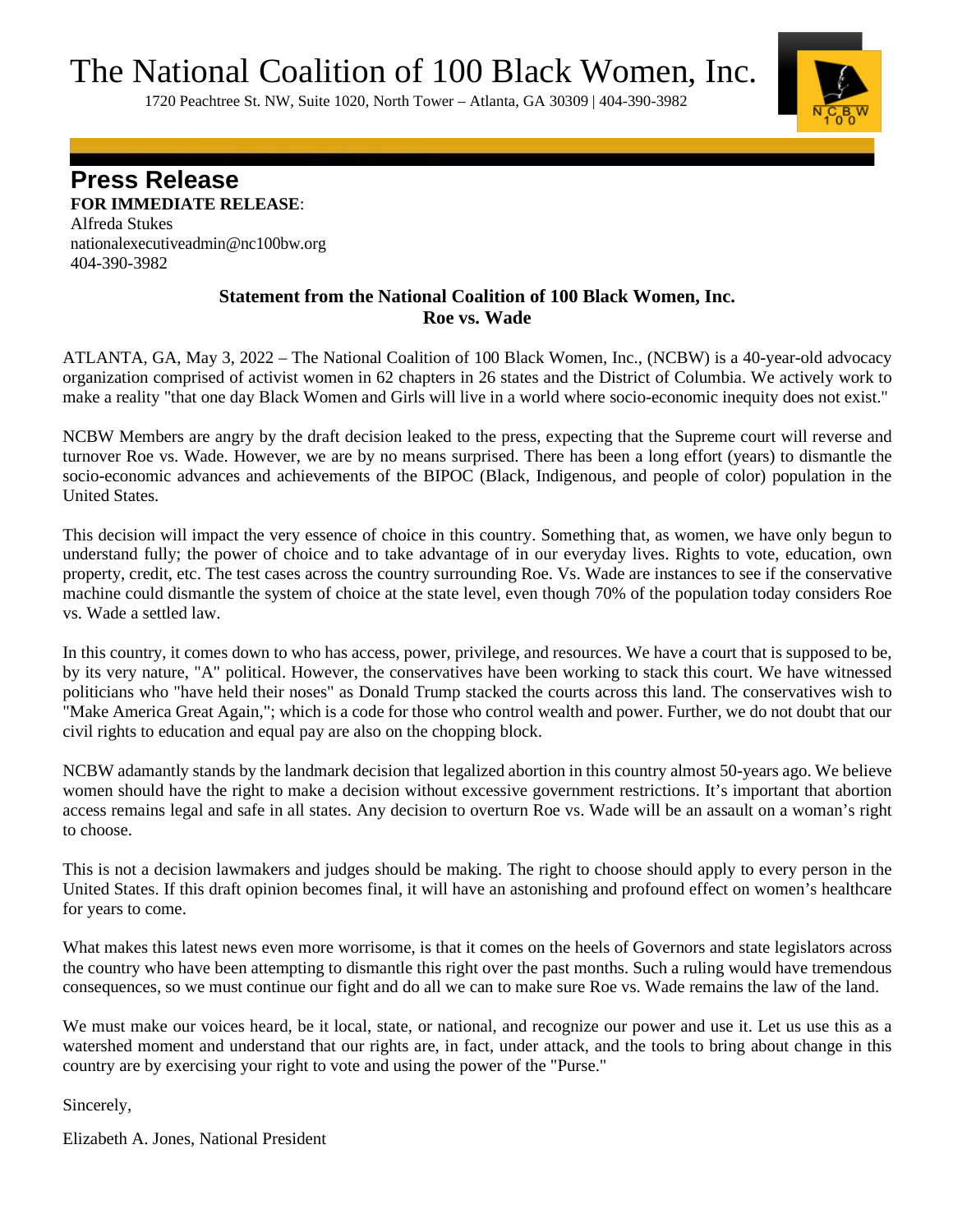# The National Coalition of 100 Black Women, Inc.

1720 Peachtree St. NW, Suite 1020, North Tower – Atlanta, GA 30309 | 404-390-3982

## Press Release

**FOR IMMEDIATE RELEASE**:
Alfreda Stukes
nationalexecutiveadmin@nc100bw.org
404-390-3982

**Statement from the National Coalition of 100 Black Women, Inc.**
**Roe vs. Wade**

ATLANTA, GA, May 3, 2022 – The National Coalition of 100 Black Women, Inc., (NCBW) is a 40-year-old advocacy organization comprised of activist women in 62 chapters in 26 states and the District of Columbia. We actively work to make a reality "that one day Black Women and Girls will live in a world where socio-economic inequity does not exist."

NCBW Members are angry by the draft decision leaked to the press, expecting that the Supreme court will reverse and turnover Roe vs. Wade. However, we are by no means surprised. There has been a long effort (years) to dismantle the socio-economic advances and achievements of the BIPOC (Black, Indigenous, and people of color) population in the United States.

This decision will impact the very essence of choice in this country. Something that, as women, we have only begun to understand fully; the power of choice and to take advantage of in our everyday lives. Rights to vote, education, own property, credit, etc. The test cases across the country surrounding Roe. Vs. Wade are instances to see if the conservative machine could dismantle the system of choice at the state level, even though 70% of the population today considers Roe vs. Wade a settled law.

In this country, it comes down to who has access, power, privilege, and resources. We have a court that is supposed to be, by its very nature, "A" political. However, the conservatives have been working to stack this court. We have witnessed politicians who "have held their noses" as Donald Trump stacked the courts across this land. The conservatives wish to "Make America Great Again,"; which is a code for those who control wealth and power. Further, we do not doubt that our civil rights to education and equal pay are also on the chopping block.

NCBW adamantly stands by the landmark decision that legalized abortion in this country almost 50-years ago. We believe women should have the right to make a decision without excessive government restrictions. It's important that abortion access remains legal and safe in all states. Any decision to overturn Roe vs. Wade will be an assault on a woman's right to choose.

This is not a decision lawmakers and judges should be making. The right to choose should apply to every person in the United States. If this draft opinion becomes final, it will have an astonishing and profound effect on women's healthcare for years to come.

What makes this latest news even more worrisome, is that it comes on the heels of Governors and state legislators across the country who have been attempting to dismantle this right over the past months. Such a ruling would have tremendous consequences, so we must continue our fight and do all we can to make sure Roe vs. Wade remains the law of the land.

We must make our voices heard, be it local, state, or national, and recognize our power and use it. Let us use this as a watershed moment and understand that our rights are, in fact, under attack, and the tools to bring about change in this country are by exercising your right to vote and using the power of the "Purse."

Sincerely,

Elizabeth A. Jones, National President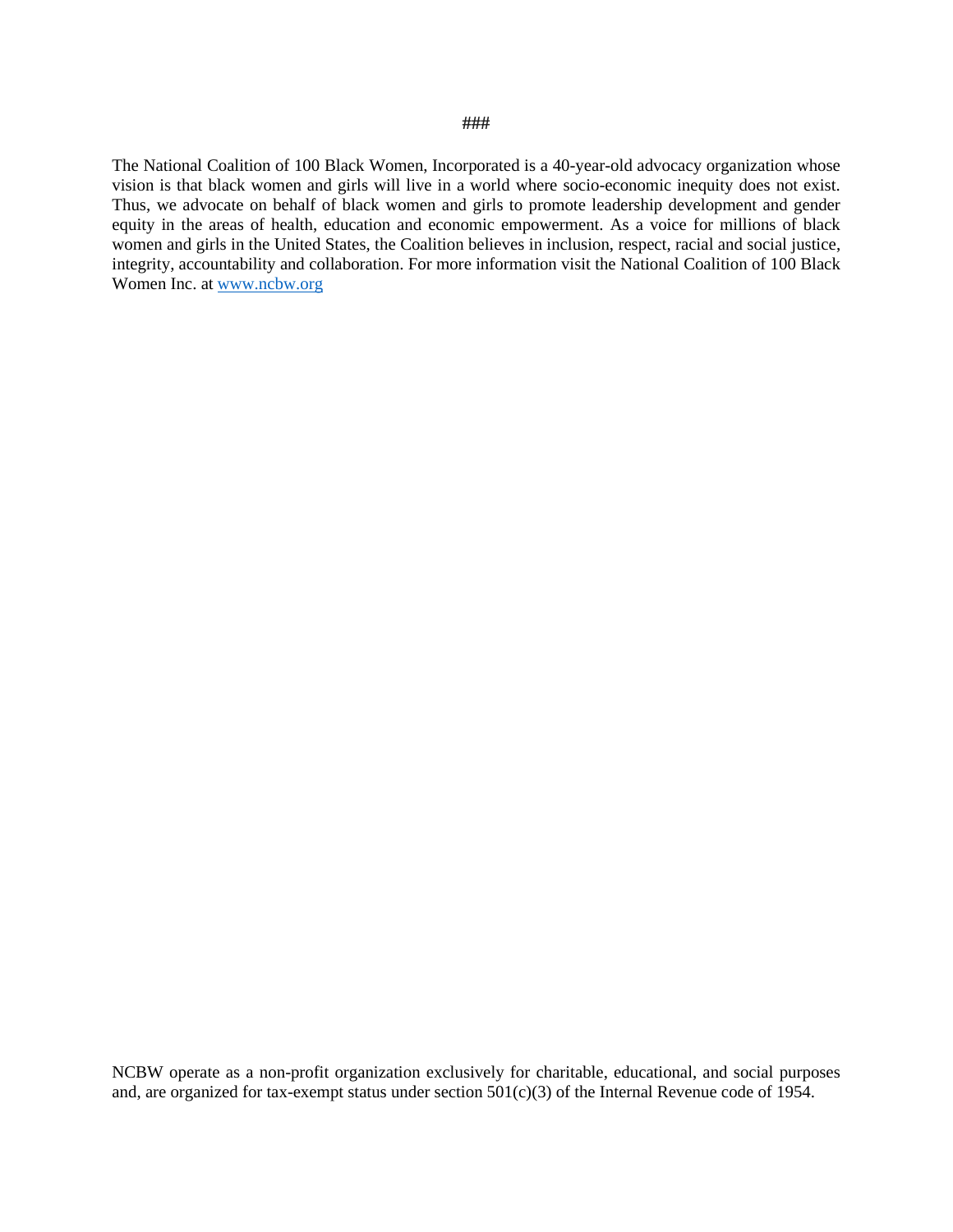###

The National Coalition of 100 Black Women, Incorporated is a 40-year-old advocacy organization whose vision is that black women and girls will live in a world where socio-economic inequity does not exist. Thus, we advocate on behalf of black women and girls to promote leadership development and gender equity in the areas of health, education and economic empowerment. As a voice for millions of black women and girls in the United States, the Coalition believes in inclusion, respect, racial and social justice, integrity, accountability and collaboration. For more information visit the National Coalition of 100 Black Women Inc. at [www.ncbw.org](http://www.ncbw.org)

NCBW operate as a non-profit organization exclusively for charitable, educational, and social purposes and, are organized for tax-exempt status under section 501(c)(3) of the Internal Revenue code of 1954.